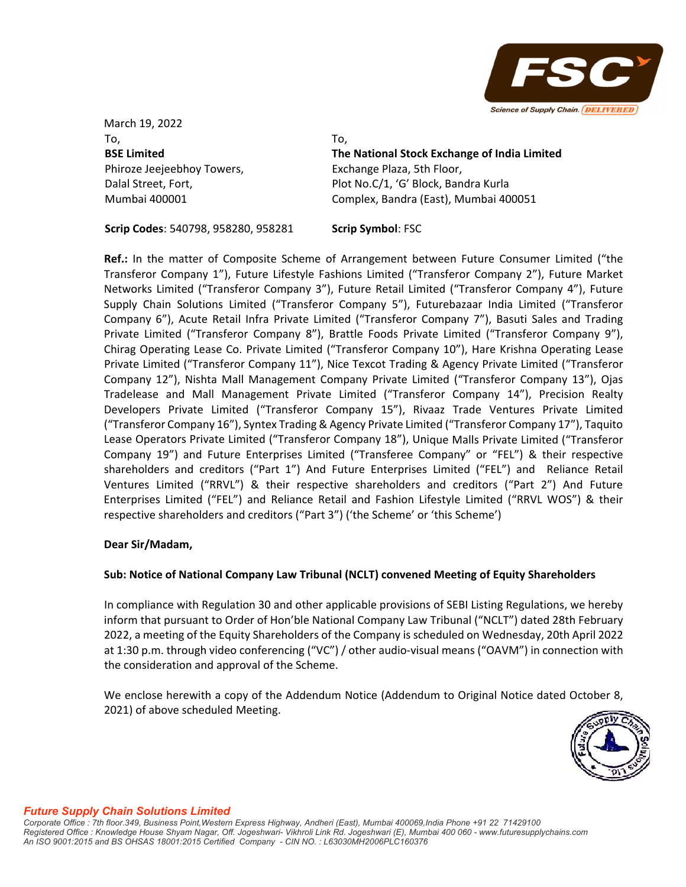March 19, 2022

To,
**BSE Limited**
Phiroze Jeejeebhoy Towers,
Dalal Street, Fort,
Mumbai 400001

**Scrip Codes**: 540798, 958280, 958281

To,
**The National Stock Exchange of India Limited**
Exchange Plaza, 5th Floor,
Plot No.C/1, 'G' Block, Bandra Kurla
Complex, Bandra (East), Mumbai 400051

**Scrip Symbol**: FSC

**Ref.:** In the matter of Composite Scheme of Arrangement between Future Consumer Limited ("the Transferor Company 1"), Future Lifestyle Fashions Limited ("Transferor Company 2"), Future Market Networks Limited ("Transferor Company 3"), Future Retail Limited ("Transferor Company 4"), Future Supply Chain Solutions Limited ("Transferor Company 5"), Futurebazaar India Limited ("Transferor Company 6"), Acute Retail Infra Private Limited ("Transferor Company 7"), Basuti Sales and Trading Private Limited ("Transferor Company 8"), Brattle Foods Private Limited ("Transferor Company 9"), Chirag Operating Lease Co. Private Limited ("Transferor Company 10"), Hare Krishna Operating Lease Private Limited ("Transferor Company 11"), Nice Texcot Trading & Agency Private Limited ("Transferor Company 12"), Nishta Mall Management Company Private Limited ("Transferor Company 13"), Ojas Tradelease and Mall Management Private Limited ("Transferor Company 14"), Precision Realty Developers Private Limited ("Transferor Company 15"), Rivaaz Trade Ventures Private Limited ("Transferor Company 16"), Syntex Trading & Agency Private Limited ("Transferor Company 17"), Taquito Lease Operators Private Limited ("Transferor Company 18"), Unique Malls Private Limited ("Transferor Company 19") and Future Enterprises Limited ("Transferee Company" or "FEL") & their respective shareholders and creditors ("Part 1") And Future Enterprises Limited ("FEL") and Reliance Retail Ventures Limited ("RRVL") & their respective shareholders and creditors ("Part 2") And Future Enterprises Limited ("FEL") and Reliance Retail and Fashion Lifestyle Limited ("RRVL WOS") & their respective shareholders and creditors ("Part 3") ('the Scheme' or 'this Scheme')

**Dear Sir/Madam,**

**Sub: Notice of National Company Law Tribunal (NCLT) convened Meeting of Equity Shareholders**

In compliance with Regulation 30 and other applicable provisions of SEBI Listing Regulations, we hereby inform that pursuant to Order of Hon'ble National Company Law Tribunal ("NCLT") dated 28th February 2022, a meeting of the Equity Shareholders of the Company is scheduled on Wednesday, 20th April 2022 at 1:30 p.m. through video conferencing ("VC") / other audio-visual means ("OAVM") in connection with the consideration and approval of the Scheme.

We enclose herewith a copy of the Addendum Notice (Addendum to Original Notice dated October 8, 2021) of above scheduled Meeting.

*Future Supply Chain Solutions Limited*
*Corporate Office : 7th floor.349, Business Point,Western Express Highway, Andheri (East), Mumbai 400069,India Phone +91 22 71429100*
*Registered Office : Knowledge House Shyam Nagar, Off. Jogeshwari- Vikhroli Link Rd. Jogeshwari (E), Mumbai 400 060 - www.futuresupplychains.com*
*An ISO 9001:2015 and BS OHSAS 18001:2015 Certified Company - CIN NO. : L63030MH2006PLC160376*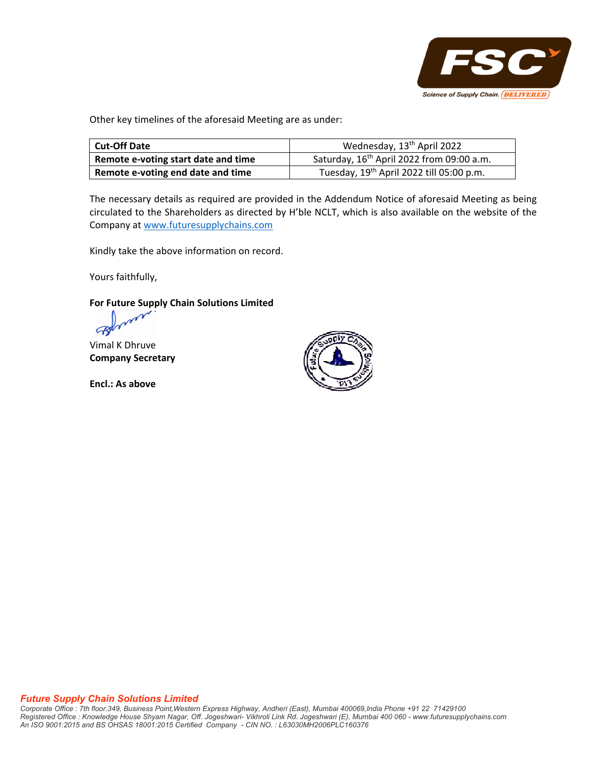Other key timelines of the aforesaid Meeting are as under:

| **Cut-Off Date** | Wednesday, 13th April 2022 |
|---|---|
| **Remote e-voting start date and time** | Saturday, 16th April 2022 from 09:00 a.m. |
| **Remote e-voting end date and time** | Tuesday, 19th April 2022 till 05:00 p.m. |

The necessary details as required are provided in the Addendum Notice of aforesaid Meeting as being circulated to the Shareholders as directed by H'ble NCLT, which is also available on the website of the Company at www.futuresupplychains.com

Kindly take the above information on record.

Yours faithfully,

**For Future Supply Chain Solutions Limited**

Vimal K Dhruve
**Company Secretary**

**Encl.: As above**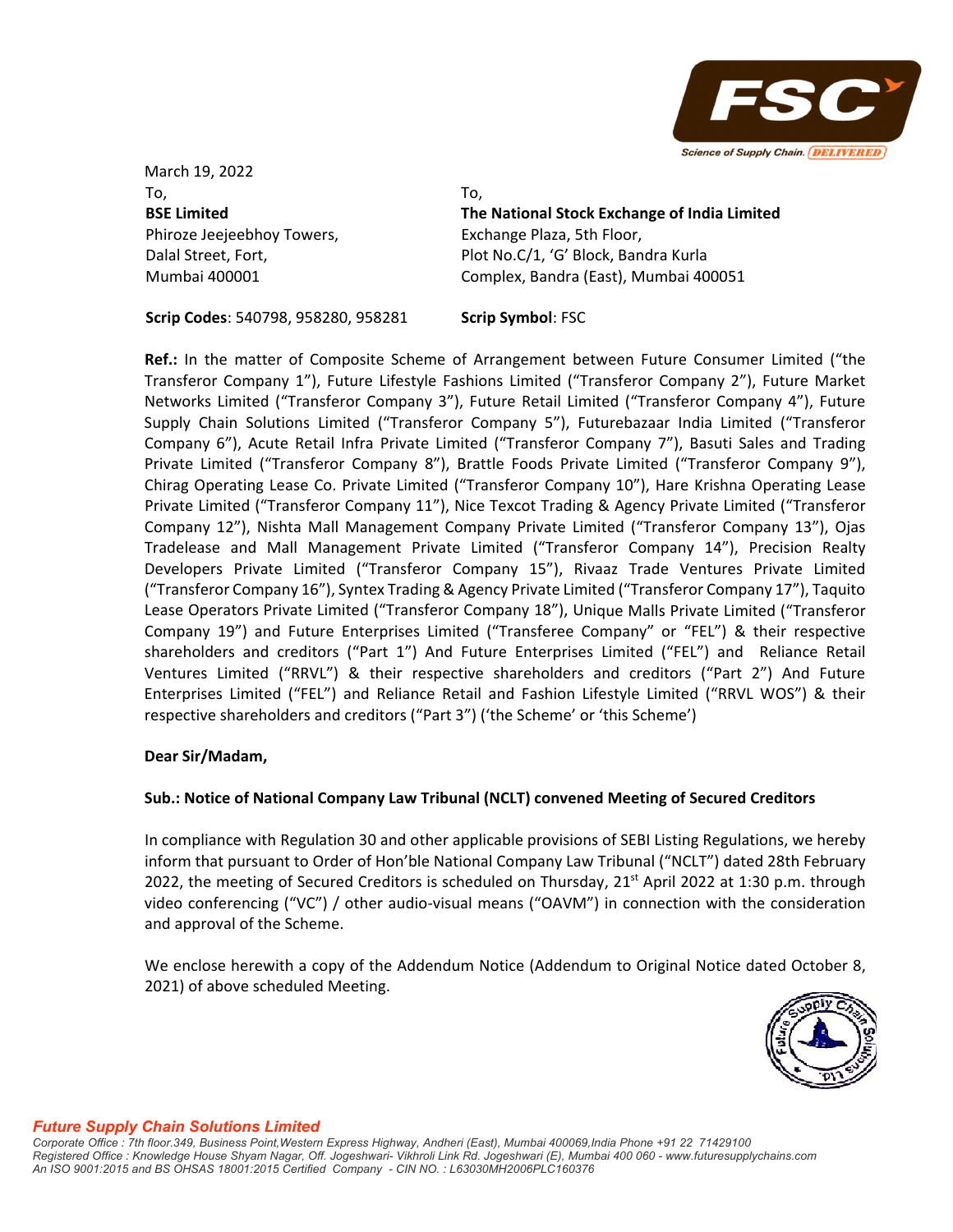March 19, 2022

To,
**BSE Limited**
Phiroze Jeejeebhoy Towers,
Dalal Street, Fort,
Mumbai 400001

To,
**The National Stock Exchange of India Limited**
Exchange Plaza, 5th Floor,
Plot No.C/1, 'G' Block, Bandra Kurla
Complex, Bandra (East), Mumbai 400051

**Scrip Codes**: 540798, 958280, 958281

**Scrip Symbol**: FSC

**Ref.:** In the matter of Composite Scheme of Arrangement between Future Consumer Limited ("the Transferor Company 1"), Future Lifestyle Fashions Limited ("Transferor Company 2"), Future Market Networks Limited ("Transferor Company 3"), Future Retail Limited ("Transferor Company 4"), Future Supply Chain Solutions Limited ("Transferor Company 5"), Futurebazaar India Limited ("Transferor Company 6"), Acute Retail Infra Private Limited ("Transferor Company 7"), Basuti Sales and Trading Private Limited ("Transferor Company 8"), Brattle Foods Private Limited ("Transferor Company 9"), Chirag Operating Lease Co. Private Limited ("Transferor Company 10"), Hare Krishna Operating Lease Private Limited ("Transferor Company 11"), Nice Texcot Trading & Agency Private Limited ("Transferor Company 12"), Nishta Mall Management Company Private Limited ("Transferor Company 13"), Ojas Tradelease and Mall Management Private Limited ("Transferor Company 14"), Precision Realty Developers Private Limited ("Transferor Company 15"), Rivaaz Trade Ventures Private Limited ("Transferor Company 16"), Syntex Trading & Agency Private Limited ("Transferor Company 17"), Taquito Lease Operators Private Limited ("Transferor Company 18"), Unique Malls Private Limited ("Transferor Company 19") and Future Enterprises Limited ("Transferee Company" or "FEL") & their respective shareholders and creditors ("Part 1") And Future Enterprises Limited ("FEL") and Reliance Retail Ventures Limited ("RRVL") & their respective shareholders and creditors ("Part 2") And Future Enterprises Limited ("FEL") and Reliance Retail and Fashion Lifestyle Limited ("RRVL WOS") & their respective shareholders and creditors ("Part 3") ('the Scheme' or 'this Scheme')

**Dear Sir/Madam,**

**Sub.: Notice of National Company Law Tribunal (NCLT) convened Meeting of Secured Creditors**

In compliance with Regulation 30 and other applicable provisions of SEBI Listing Regulations, we hereby inform that pursuant to Order of Hon'ble National Company Law Tribunal ("NCLT") dated 28th February 2022, the meeting of Secured Creditors is scheduled on Thursday, 21st April 2022 at 1:30 p.m. through video conferencing ("VC") / other audio-visual means ("OAVM") in connection with the consideration and approval of the Scheme.

We enclose herewith a copy of the Addendum Notice (Addendum to Original Notice dated October 8, 2021) of above scheduled Meeting.

***Future Supply Chain Solutions Limited***
*Corporate Office : 7th floor.349, Business Point,Western Express Highway, Andheri (East), Mumbai 400069,India Phone +91 22 71429100*
*Registered Office : Knowledge House Shyam Nagar, Off. Jogeshwari- Vikhroli Link Rd. Jogeshwari (E), Mumbai 400 060 - www.futuresupplychains.com*
*An ISO 9001:2015 and BS OHSAS 18001:2015 Certified Company - CIN NO. : L63030MH2006PLC160376*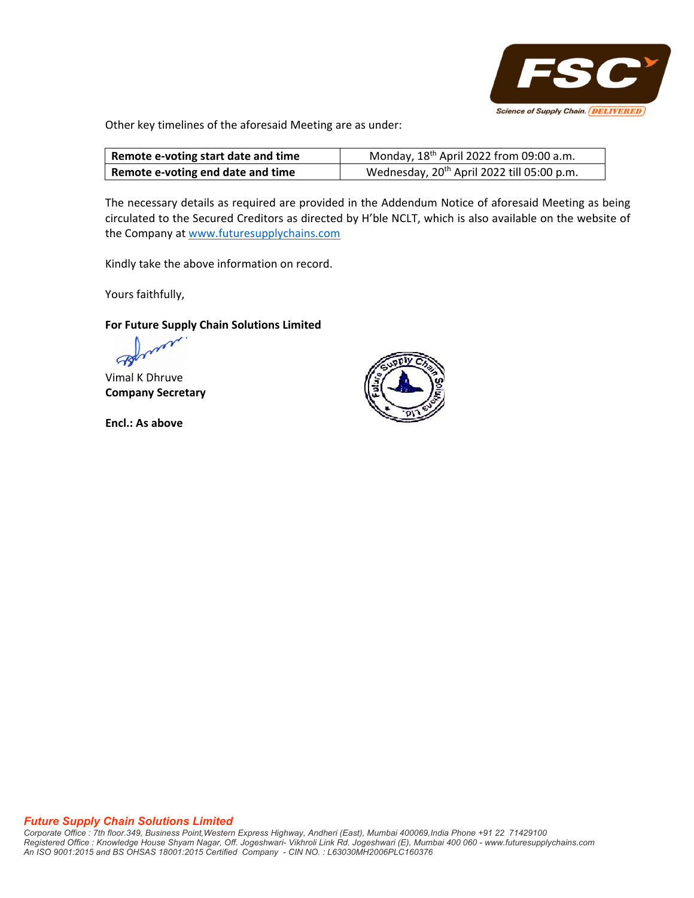Other key timelines of the aforesaid Meeting are as under:

| **Remote e-voting start date and time** | Monday, 18th April 2022 from 09:00 a.m. |
|---|---|
| **Remote e-voting end date and time** | Wednesday, 20th April 2022 till 05:00 p.m. |

The necessary details as required are provided in the Addendum Notice of aforesaid Meeting as being circulated to the Secured Creditors as directed by H'ble NCLT, which is also available on the website of the Company at www.futuresupplychains.com

Kindly take the above information on record.

Yours faithfully,

**For Future Supply Chain Solutions Limited**

Vimal K Dhruve
**Company Secretary**

**Encl.: As above**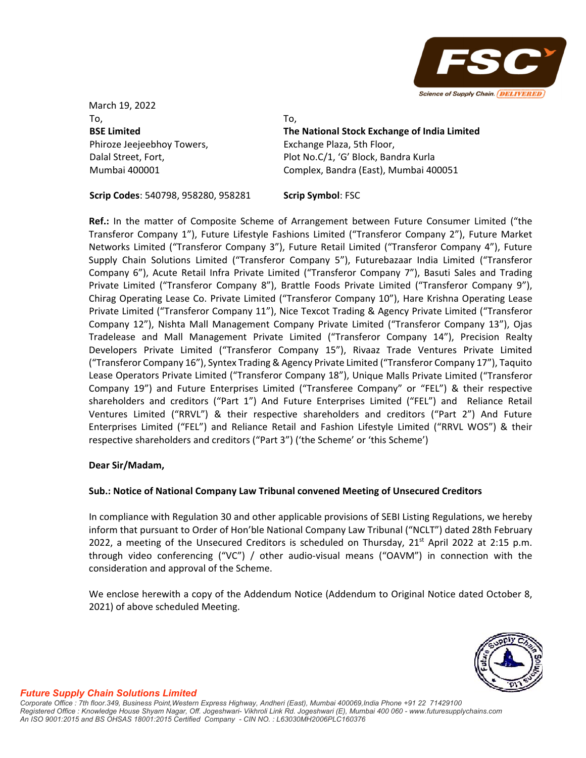March 19, 2022

To,
**BSE Limited**
Phiroze Jeejeebhoy Towers,
Dalal Street, Fort,
Mumbai 400001

To,
**The National Stock Exchange of India Limited**
Exchange Plaza, 5th Floor,
Plot No.C/1, 'G' Block, Bandra Kurla
Complex, Bandra (East), Mumbai 400051

**Scrip Codes**: 540798, 958280, 958281

**Scrip Symbol**: FSC

**Ref.:** In the matter of Composite Scheme of Arrangement between Future Consumer Limited ("the Transferor Company 1"), Future Lifestyle Fashions Limited ("Transferor Company 2"), Future Market Networks Limited ("Transferor Company 3"), Future Retail Limited ("Transferor Company 4"), Future Supply Chain Solutions Limited ("Transferor Company 5"), Futurebazaar India Limited ("Transferor Company 6"), Acute Retail Infra Private Limited ("Transferor Company 7"), Basuti Sales and Trading Private Limited ("Transferor Company 8"), Brattle Foods Private Limited ("Transferor Company 9"), Chirag Operating Lease Co. Private Limited ("Transferor Company 10"), Hare Krishna Operating Lease Private Limited ("Transferor Company 11"), Nice Texcot Trading & Agency Private Limited ("Transferor Company 12"), Nishta Mall Management Company Private Limited ("Transferor Company 13"), Ojas Tradelease and Mall Management Private Limited ("Transferor Company 14"), Precision Realty Developers Private Limited ("Transferor Company 15"), Rivaaz Trade Ventures Private Limited ("Transferor Company 16"), Syntex Trading & Agency Private Limited ("Transferor Company 17"), Taquito Lease Operators Private Limited ("Transferor Company 18"), Unique Malls Private Limited ("Transferor Company 19") and Future Enterprises Limited ("Transferee Company" or "FEL") & their respective shareholders and creditors ("Part 1") And Future Enterprises Limited ("FEL") and Reliance Retail Ventures Limited ("RRVL") & their respective shareholders and creditors ("Part 2") And Future Enterprises Limited ("FEL") and Reliance Retail and Fashion Lifestyle Limited ("RRVL WOS") & their respective shareholders and creditors ("Part 3") ('the Scheme' or 'this Scheme')

**Dear Sir/Madam,**

**Sub.: Notice of National Company Law Tribunal convened Meeting of Unsecured Creditors**

In compliance with Regulation 30 and other applicable provisions of SEBI Listing Regulations, we hereby inform that pursuant to Order of Hon'ble National Company Law Tribunal ("NCLT") dated 28th February 2022, a meeting of the Unsecured Creditors is scheduled on Thursday, 21st April 2022 at 2:15 p.m. through video conferencing ("VC") / other audio-visual means ("OAVM") in connection with the consideration and approval of the Scheme.

We enclose herewith a copy of the Addendum Notice (Addendum to Original Notice dated October 8, 2021) of above scheduled Meeting.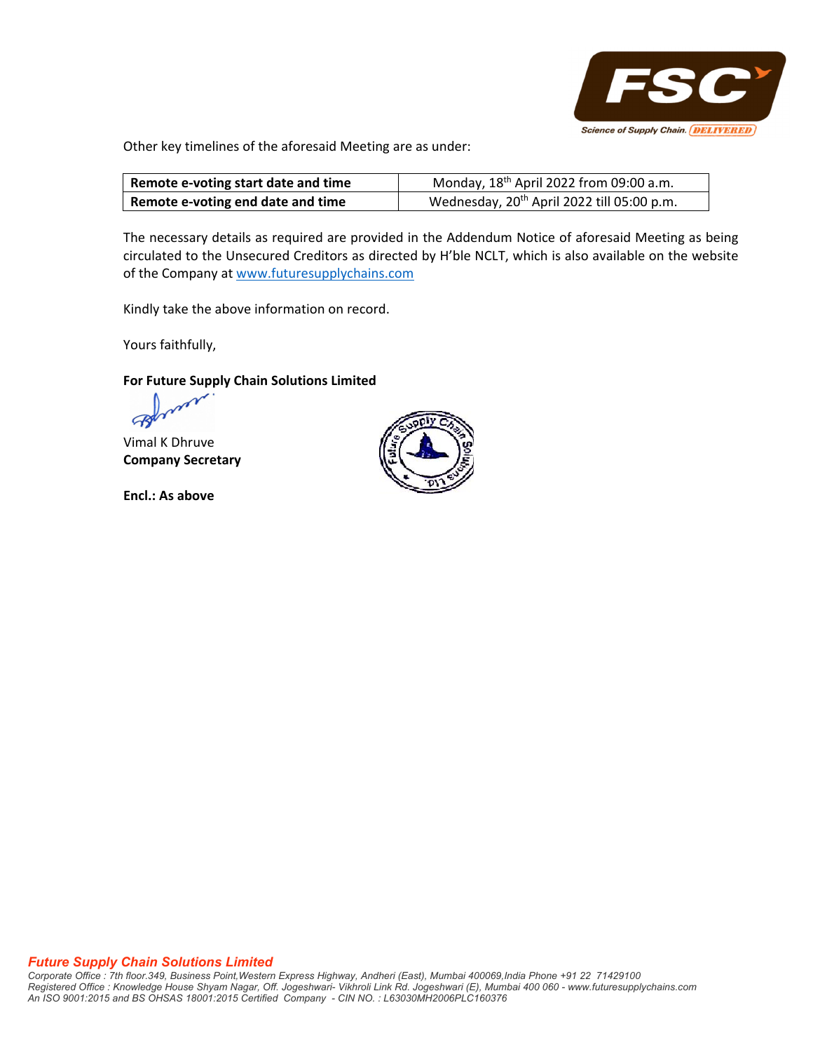Other key timelines of the aforesaid Meeting are as under:

| | |
|---|---|
| **Remote e-voting start date and time** | Monday, 18th April 2022 from 09:00 a.m. |
| **Remote e-voting end date and time** | Wednesday, 20th April 2022 till 05:00 p.m. |

The necessary details as required are provided in the Addendum Notice of aforesaid Meeting as being circulated to the Unsecured Creditors as directed by H'ble NCLT, which is also available on the website of the Company at www.futuresupplychains.com

Kindly take the above information on record.

Yours faithfully,

**For Future Supply Chain Solutions Limited**

Vimal K Dhruve
**Company Secretary**

**Encl.: As above**

***Future Supply Chain Solutions Limited***

*Corporate Office : 7th floor.349, Business Point,Western Express Highway, Andheri (East), Mumbai 400069,India Phone +91 22 71429100*
*Registered Office : Knowledge House Shyam Nagar, Off. Jogeshwari- Vikhroli Link Rd. Jogeshwari (E), Mumbai 400 060 - www.futuresupplychains.com*
*An ISO 9001:2015 and BS OHSAS 18001:2015 Certified Company - CIN NO. : L63030MH2006PLC160376*